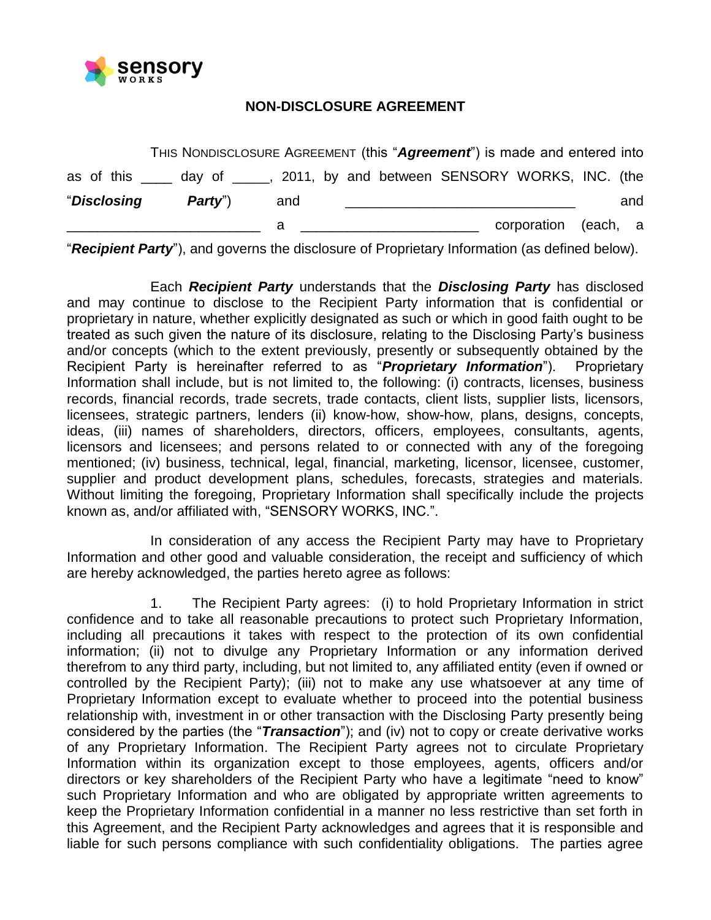sensory WORKS

# NON-DISCLOSURE AGREEMENT

THIS NONDISCLOSURE AGREEMENT (this "***Agreement***") is made and entered into as of this ____ day of _____, 2011, by and between SENSORY WORKS, INC. (the "***Disclosing Party***") and _____________________________ and _________________________ a ______________________ corporation (each, a "***Recipient Party***"), and governs the disclosure of Proprietary Information (as defined below).

Each ***Recipient Party*** understands that the ***Disclosing Party*** has disclosed and may continue to disclose to the Recipient Party information that is confidential or proprietary in nature, whether explicitly designated as such or which in good faith ought to be treated as such given the nature of its disclosure, relating to the Disclosing Party's business and/or concepts (which to the extent previously, presently or subsequently obtained by the Recipient Party is hereinafter referred to as "***Proprietary Information***"). Proprietary Information shall include, but is not limited to, the following: (i) contracts, licenses, business records, financial records, trade secrets, trade contacts, client lists, supplier lists, licensors, licensees, strategic partners, lenders (ii) know-how, show-how, plans, designs, concepts, ideas, (iii) names of shareholders, directors, officers, employees, consultants, agents, licensors and licensees; and persons related to or connected with any of the foregoing mentioned; (iv) business, technical, legal, financial, marketing, licensor, licensee, customer, supplier and product development plans, schedules, forecasts, strategies and materials. Without limiting the foregoing, Proprietary Information shall specifically include the projects known as, and/or affiliated with, "SENSORY WORKS, INC.".

In consideration of any access the Recipient Party may have to Proprietary Information and other good and valuable consideration, the receipt and sufficiency of which are hereby acknowledged, the parties hereto agree as follows:

1. The Recipient Party agrees: (i) to hold Proprietary Information in strict confidence and to take all reasonable precautions to protect such Proprietary Information, including all precautions it takes with respect to the protection of its own confidential information; (ii) not to divulge any Proprietary Information or any information derived therefrom to any third party, including, but not limited to, any affiliated entity (even if owned or controlled by the Recipient Party); (iii) not to make any use whatsoever at any time of Proprietary Information except to evaluate whether to proceed into the potential business relationship with, investment in or other transaction with the Disclosing Party presently being considered by the parties (the "***Transaction***"); and (iv) not to copy or create derivative works of any Proprietary Information. The Recipient Party agrees not to circulate Proprietary Information within its organization except to those employees, agents, officers and/or directors or key shareholders of the Recipient Party who have a legitimate "need to know" such Proprietary Information and who are obligated by appropriate written agreements to keep the Proprietary Information confidential in a manner no less restrictive than set forth in this Agreement, and the Recipient Party acknowledges and agrees that it is responsible and liable for such persons compliance with such confidentiality obligations. The parties agree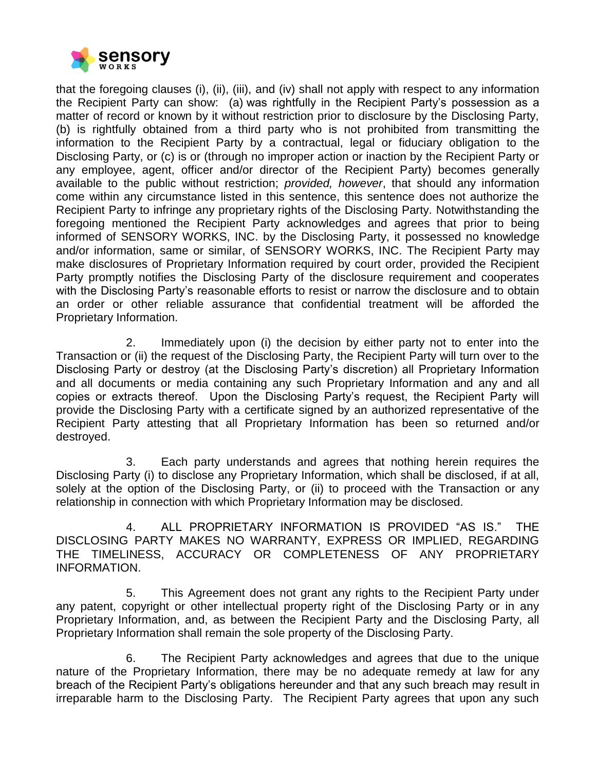that the foregoing clauses (i), (ii), (iii), and (iv) shall not apply with respect to any information the Recipient Party can show: (a) was rightfully in the Recipient Party's possession as a matter of record or known by it without restriction prior to disclosure by the Disclosing Party, (b) is rightfully obtained from a third party who is not prohibited from transmitting the information to the Recipient Party by a contractual, legal or fiduciary obligation to the Disclosing Party, or (c) is or (through no improper action or inaction by the Recipient Party or any employee, agent, officer and/or director of the Recipient Party) becomes generally available to the public without restriction; *provided, however*, that should any information come within any circumstance listed in this sentence, this sentence does not authorize the Recipient Party to infringe any proprietary rights of the Disclosing Party. Notwithstanding the foregoing mentioned the Recipient Party acknowledges and agrees that prior to being informed of SENSORY WORKS, INC. by the Disclosing Party, it possessed no knowledge and/or information, same or similar, of SENSORY WORKS, INC. The Recipient Party may make disclosures of Proprietary Information required by court order, provided the Recipient Party promptly notifies the Disclosing Party of the disclosure requirement and cooperates with the Disclosing Party's reasonable efforts to resist or narrow the disclosure and to obtain an order or other reliable assurance that confidential treatment will be afforded the Proprietary Information.

2. Immediately upon (i) the decision by either party not to enter into the Transaction or (ii) the request of the Disclosing Party, the Recipient Party will turn over to the Disclosing Party or destroy (at the Disclosing Party's discretion) all Proprietary Information and all documents or media containing any such Proprietary Information and any and all copies or extracts thereof. Upon the Disclosing Party's request, the Recipient Party will provide the Disclosing Party with a certificate signed by an authorized representative of the Recipient Party attesting that all Proprietary Information has been so returned and/or destroyed.

3. Each party understands and agrees that nothing herein requires the Disclosing Party (i) to disclose any Proprietary Information, which shall be disclosed, if at all, solely at the option of the Disclosing Party, or (ii) to proceed with the Transaction or any relationship in connection with which Proprietary Information may be disclosed.

4. ALL PROPRIETARY INFORMATION IS PROVIDED "AS IS." THE DISCLOSING PARTY MAKES NO WARRANTY, EXPRESS OR IMPLIED, REGARDING THE TIMELINESS, ACCURACY OR COMPLETENESS OF ANY PROPRIETARY INFORMATION.

5. This Agreement does not grant any rights to the Recipient Party under any patent, copyright or other intellectual property right of the Disclosing Party or in any Proprietary Information, and, as between the Recipient Party and the Disclosing Party, all Proprietary Information shall remain the sole property of the Disclosing Party.

6. The Recipient Party acknowledges and agrees that due to the unique nature of the Proprietary Information, there may be no adequate remedy at law for any breach of the Recipient Party's obligations hereunder and that any such breach may result in irreparable harm to the Disclosing Party. The Recipient Party agrees that upon any such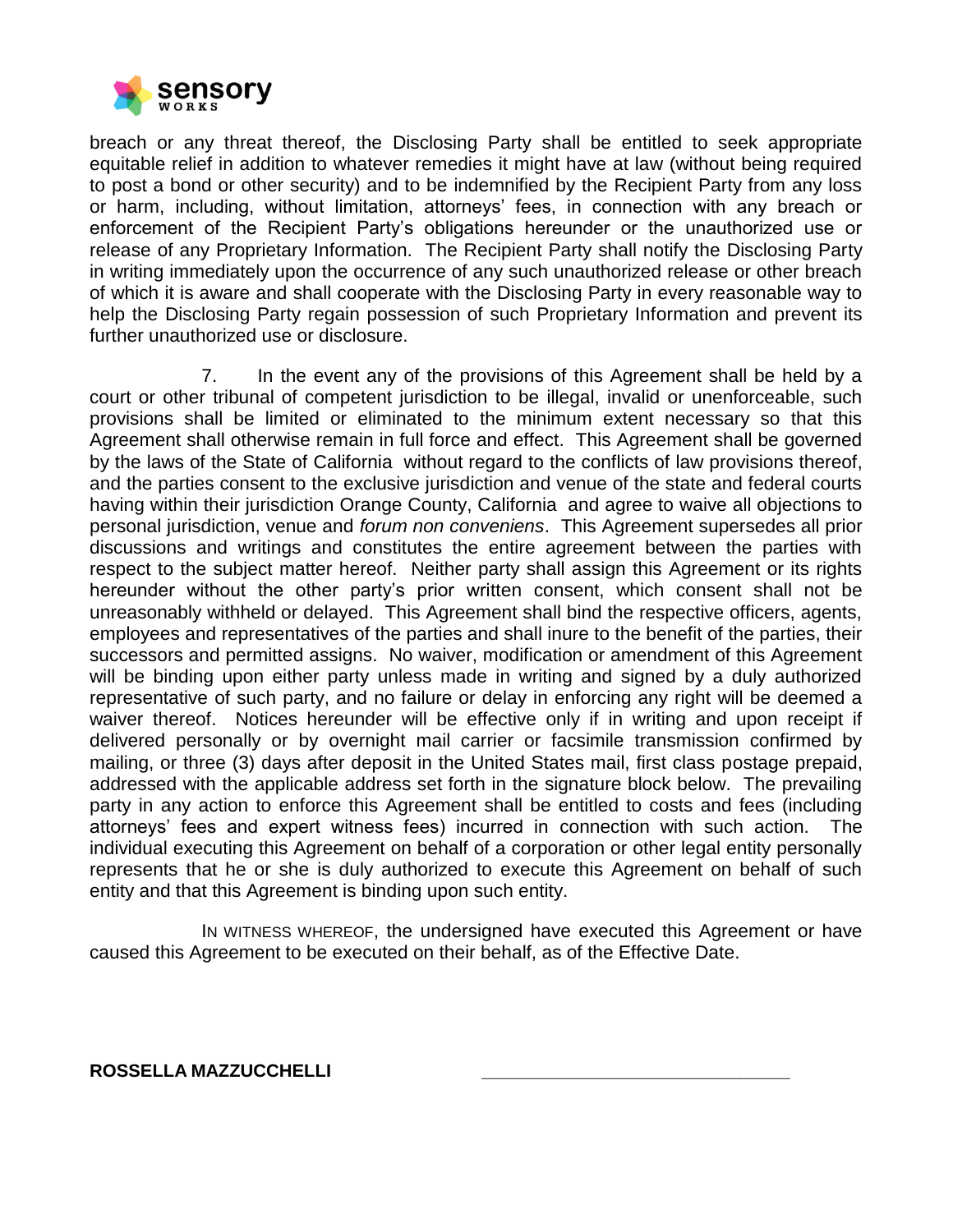breach or any threat thereof, the Disclosing Party shall be entitled to seek appropriate equitable relief in addition to whatever remedies it might have at law (without being required to post a bond or other security) and to be indemnified by the Recipient Party from any loss or harm, including, without limitation, attorneys' fees, in connection with any breach or enforcement of the Recipient Party's obligations hereunder or the unauthorized use or release of any Proprietary Information. The Recipient Party shall notify the Disclosing Party in writing immediately upon the occurrence of any such unauthorized release or other breach of which it is aware and shall cooperate with the Disclosing Party in every reasonable way to help the Disclosing Party regain possession of such Proprietary Information and prevent its further unauthorized use or disclosure.

7. In the event any of the provisions of this Agreement shall be held by a court or other tribunal of competent jurisdiction to be illegal, invalid or unenforceable, such provisions shall be limited or eliminated to the minimum extent necessary so that this Agreement shall otherwise remain in full force and effect. This Agreement shall be governed by the laws of the State of California without regard to the conflicts of law provisions thereof, and the parties consent to the exclusive jurisdiction and venue of the state and federal courts having within their jurisdiction Orange County, California and agree to waive all objections to personal jurisdiction, venue and *forum non conveniens*. This Agreement supersedes all prior discussions and writings and constitutes the entire agreement between the parties with respect to the subject matter hereof. Neither party shall assign this Agreement or its rights hereunder without the other party's prior written consent, which consent shall not be unreasonably withheld or delayed. This Agreement shall bind the respective officers, agents, employees and representatives of the parties and shall inure to the benefit of the parties, their successors and permitted assigns. No waiver, modification or amendment of this Agreement will be binding upon either party unless made in writing and signed by a duly authorized representative of such party, and no failure or delay in enforcing any right will be deemed a waiver thereof. Notices hereunder will be effective only if in writing and upon receipt if delivered personally or by overnight mail carrier or facsimile transmission confirmed by mailing, or three (3) days after deposit in the United States mail, first class postage prepaid, addressed with the applicable address set forth in the signature block below. The prevailing party in any action to enforce this Agreement shall be entitled to costs and fees (including attorneys' fees and expert witness fees) incurred in connection with such action. The individual executing this Agreement on behalf of a corporation or other legal entity personally represents that he or she is duly authorized to execute this Agreement on behalf of such entity and that this Agreement is binding upon such entity.

IN WITNESS WHEREOF, the undersigned have executed this Agreement or have caused this Agreement to be executed on their behalf, as of the Effective Date.

**ROSSELLA MAZZUCCHELLI** \_\_\_\_\_\_\_\_\_\_\_\_\_\_\_\_\_\_\_\_\_\_\_\_\_\_\_\_\_\_\_\_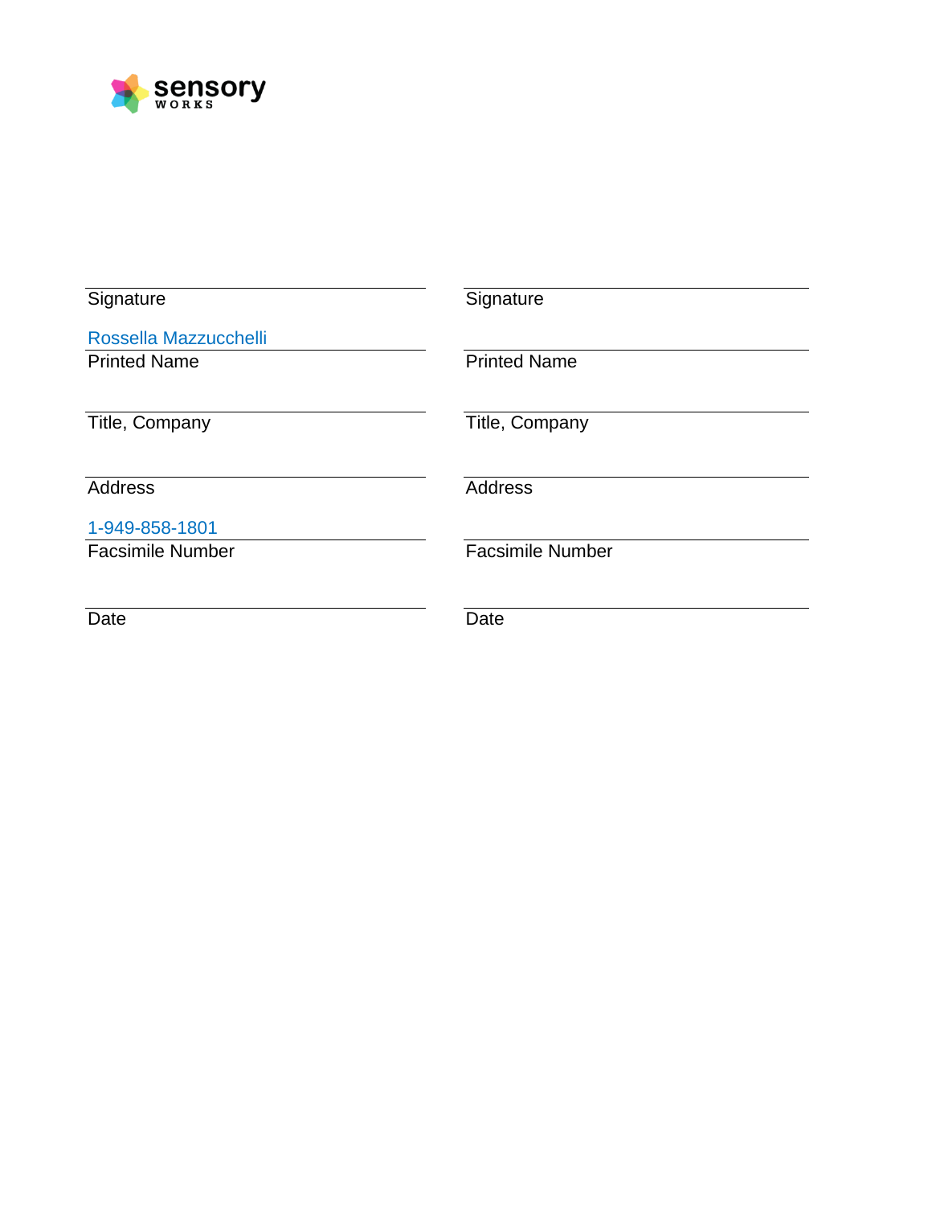sensory WORKS

| | |
|---|---|
| Signature | Signature |
| Rossella Mazzucchelli | |
| Printed Name | Printed Name |
| | |
| Title, Company | Title, Company |
| | |
| Address | Address |
| 1-949-858-1801 | |
| Facsimile Number | Facsimile Number |
| | |
| Date | Date |